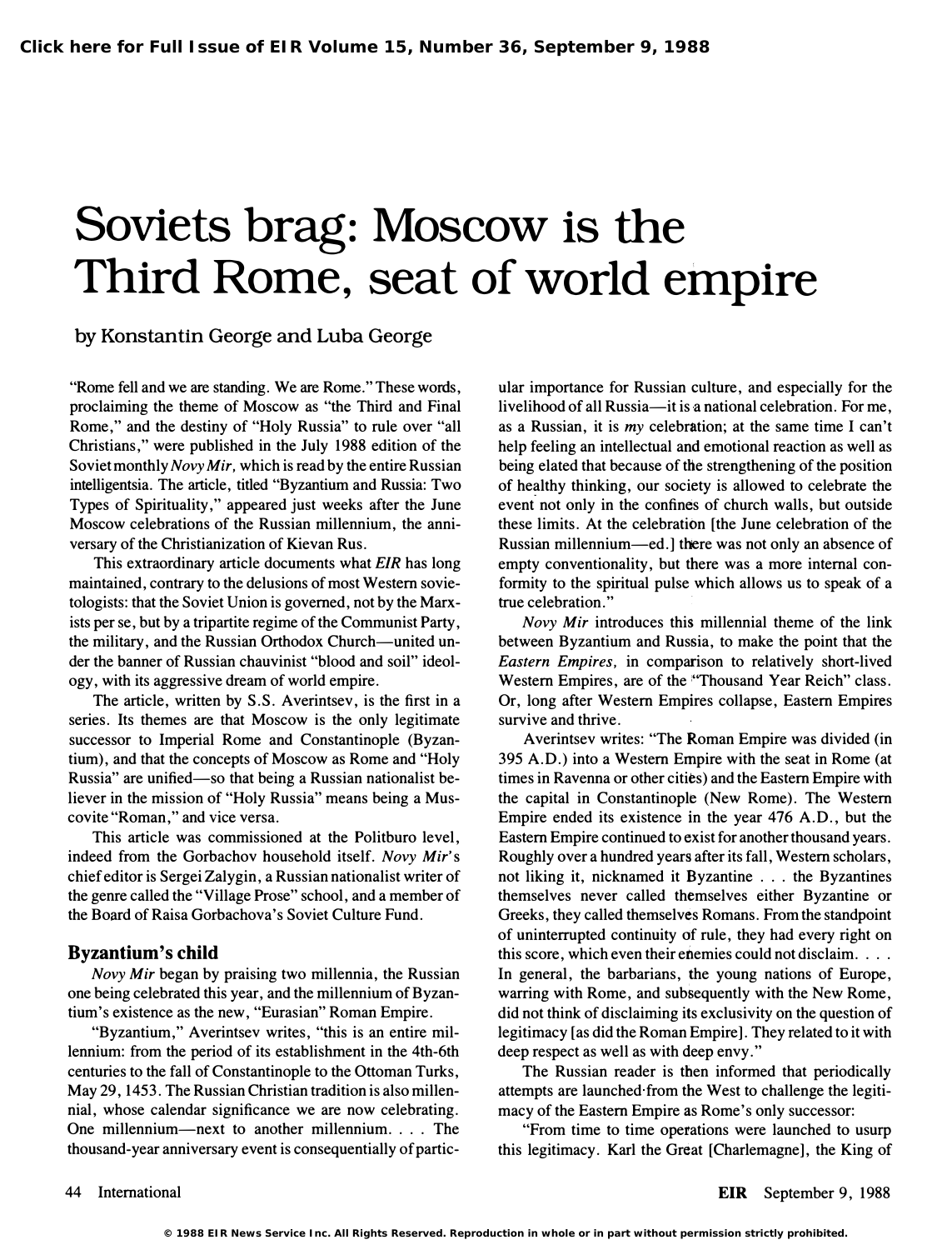# Soviets brag: Moscow is the Third Rome, seat of world empire

by Konstantin George and Luba George

"Rome fell and we are standing. We are Rome." These words, proclaiming the theme of Moscow as "the Third and Final Rome," and the destiny of "Holy Russia" to rule over "all Christians," were published in the July 1988 edition of the Soviet monthly *Novy Mir*, which is read by the entire Russian intelligentsia. The article, titled "Byzantium and Russia: Two Types of Spirituality," appeared just weeks after the June Moscow celebrations of the Russian millennium, the anniversary of the Christianization of Kievan Rus.

This extraordinary article documents what *EIR* has long maintained, contrary to the delusions of most Western sovietologists: that the Soviet Union is governed, not by the Marxists per se, but by a tripartite regime of the Communist Party, the military, and the Russian Orthodox Church—united under the banner of Russian chauvinist "blood and soil" ideology, with its aggressive dream of world empire.

The article, written by S.S. Averintsev, is the first in a series. Its themes are that Moscow is the only legitimate successor to Imperial Rome and Constantinople (Byzantium), and that the concepts of Moscow as Rome and "Holy Russia" are unified—so that being a Russian nationalist believer in the mission of "Holy Russia" means being a Muscovite "Roman," and vice versa.

This article was commissioned at the Politburo level, indeed from the Gorbachov household itself. *Novy Mir*'s chief editor is Sergei Zalygin, a Russian nationalist writer of the genre called the "Village Prose" school, and a member of the Board of Raisa Gorbachova's Soviet Culture Fund.

## Byzantium's child

*Novy Mir* began by praising two millennia, the Russian one being celebrated this year, and the millennium of Byzantium's existence as the new, "Eurasian" Roman Empire.

"Byzantium," Averintsev writes, "this is an entire millennium: from the period of its establishment in the 4th-6th centuries to the fall of Constantinople to the Ottoman Turks, May 29, 1453. The Russian Christian tradition is also millennial, whose calendar significance we are now celebrating. One millennium—next to another millennium. . . . The thousand-year anniversary event is consequentially of particular importance for Russian culture, and especially for the livelihood of all Russia—it is a national celebration. For me, as a Russian, it is *my* celebration; at the same time I can't help feeling an intellectual and emotional reaction as well as being elated that because of the strengthening of the position of healthy thinking, our society is allowed to celebrate the event not only in the confines of church walls, but outside these limits. At the celebration [the June celebration of the Russian millennium—ed.] there was not only an absence of empty conventionality, but there was a more internal conformity to the spiritual pulse which allows us to speak of a true celebration."

*Novy Mir* introduces this millennial theme of the link between Byzantium and Russia, to make the point that the *Eastern Empires,* in comparison to relatively short-lived Western Empires, are of the "Thousand Year Reich" class. Or, long after Western Empires collapse, Eastern Empires survive and thrive.

Averintsev writes: "The Roman Empire was divided (in 395 A.D.) into a Western Empire with the seat in Rome (at times in Ravenna or other cities) and the Eastern Empire with the capital in Constantinople (New Rome). The Western Empire ended its existence in the year 476 A.D., but the Eastern Empire continued to exist for another thousand years. Roughly over a hundred years after its fall, Western scholars, not liking it, nicknamed it Byzantine . . . the Byzantines themselves never called themselves either Byzantine or Greeks, they called themselves Romans. From the standpoint of uninterrupted continuity of rule, they had every right on this score, which even their enemies could not disclaim. . . . In general, the barbarians, the young nations of Europe, warring with Rome, and subsequently with the New Rome, did not think of disclaiming its exclusivity on the question of legitimacy [as did the Roman Empire]. They related to it with deep respect as well as with deep envy."

The Russian reader is then informed that periodically attempts are launched from the West to challenge the legitimacy of the Eastern Empire as Rome's only successor:

"From time to time operations were launched to usurp this legitimacy. Karl the Great [Charlemagne], the King of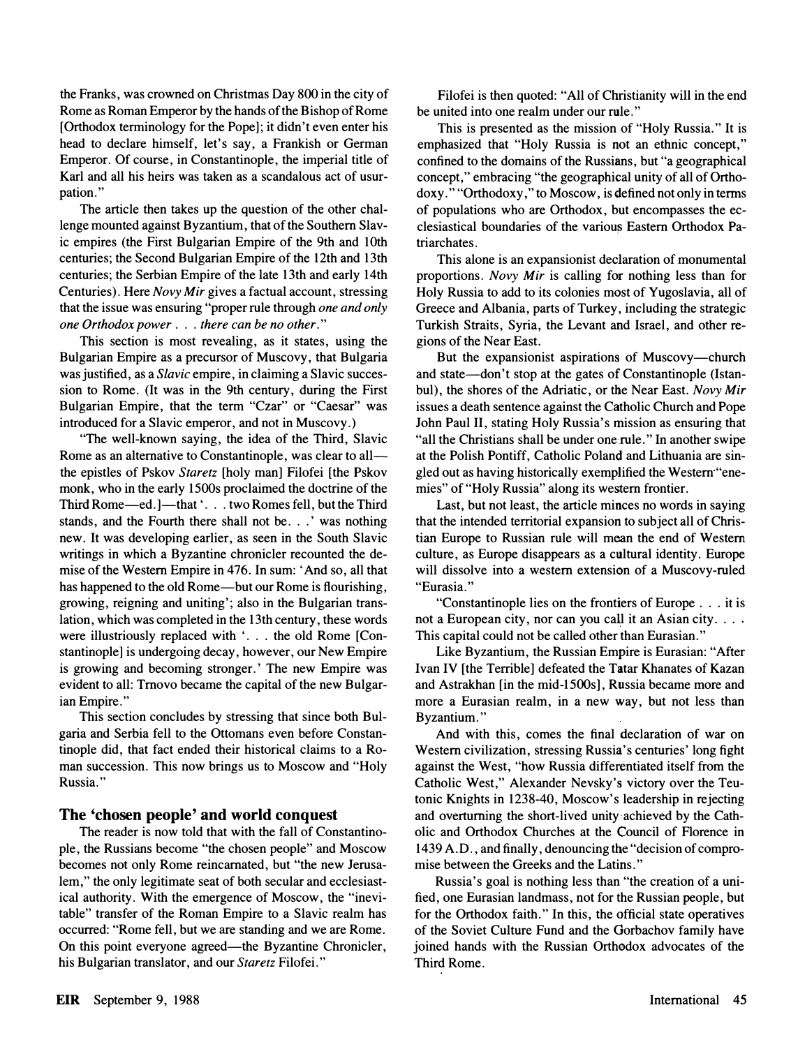the Franks, was crowned on Christmas Day 800 in the city of Rome as Roman Emperor by the hands of the Bishop of Rome [Orthodox terminology for the Pope]; it didn't even enter his head to declare himself, let's say, a Frankish or German Emperor. Of course, in Constantinople, the imperial title of Karl and all his heirs was taken as a scandalous act of usurpation."

The article then takes up the question of the other challenge mounted against Byzantium, that of the Southern Slavic empires (the First Bulgarian Empire of the 9th and 10th centuries; the Second Bulgarian Empire of the 12th and 13th centuries; the Serbian Empire of the late 13th and early 14th Centuries). Here *Novy Mir* gives a factual account, stressing that the issue was ensuring "proper rule through *one and only one Orthodox power . . . there can be no other*."

This section is most revealing, as it states, using the Bulgarian Empire as a precursor of Muscovy, that Bulgaria was justified, as a *Slavic* empire, in claiming a Slavic succession to Rome. (It was in the 9th century, during the First Bulgarian Empire, that the term "Czar" or "Caesar" was introduced for a Slavic emperor, and not in Muscovy.)

"The well-known saying, the idea of the Third, Slavic Rome as an alternative to Constantinople, was clear to all—the epistles of Pskov *Staretz* [holy man] Filofei [the Pskov monk, who in the early 1500s proclaimed the doctrine of the Third Rome—ed.]—that '. . . two Romes fell, but the Third stands, and the Fourth there shall not be. . .' was nothing new. It was developing earlier, as seen in the South Slavic writings in which a Byzantine chronicler recounted the demise of the Western Empire in 476. In sum: 'And so, all that has happened to the old Rome—but our Rome is flourishing, growing, reigning and uniting'; also in the Bulgarian translation, which was completed in the 13th century, these words were illustriously replaced with '. . . the old Rome [Constantinople] is undergoing decay, however, our New Empire is growing and becoming stronger.' The new Empire was evident to all: Trnovo became the capital of the new Bulgarian Empire."

This section concludes by stressing that since both Bulgaria and Serbia fell to the Ottomans even before Constantinople did, that fact ended their historical claims to a Roman succession. This now brings us to Moscow and "Holy Russia."

## The 'chosen people' and world conquest

The reader is now told that with the fall of Constantinople, the Russians become "the chosen people" and Moscow becomes not only Rome reincarnated, but "the new Jerusalem," the only legitimate seat of both secular and ecclesiastical authority. With the emergence of Moscow, the "inevitable" transfer of the Roman Empire to a Slavic realm has occurred: "Rome fell, but we are standing and we are Rome. On this point everyone agreed—the Byzantine Chronicler, his Bulgarian translator, and our *Staretz* Filofei."

Filofei is then quoted: "All of Christianity will in the end be united into one realm under our rule."

This is presented as the mission of "Holy Russia." It is emphasized that "Holy Russia is not an ethnic concept," confined to the domains of the Russians, but "a geographical concept," embracing "the geographical unity of all of Orthodoxy." "Orthodoxy," to Moscow, is defined not only in terms of populations who are Orthodox, but encompasses the ecclesiastical boundaries of the various Eastern Orthodox Patriarchates.

This alone is an expansionist declaration of monumental proportions. *Novy Mir* is calling for nothing less than for Holy Russia to add to its colonies most of Yugoslavia, all of Greece and Albania, parts of Turkey, including the strategic Turkish Straits, Syria, the Levant and Israel, and other regions of the Near East.

But the expansionist aspirations of Muscovy—church and state—don't stop at the gates of Constantinople (Istanbul), the shores of the Adriatic, or the Near East. *Novy Mir* issues a death sentence against the Catholic Church and Pope John Paul II, stating Holy Russia's mission as ensuring that "all the Christians shall be under one rule." In another swipe at the Polish Pontiff, Catholic Poland and Lithuania are singled out as having historically exemplified the Western "enemies" of "Holy Russia" along its western frontier.

Last, but not least, the article minces no words in saying that the intended territorial expansion to subject all of Christian Europe to Russian rule will mean the end of Western culture, as Europe disappears as a cultural identity. Europe will dissolve into a western extension of a Muscovy-ruled "Eurasia."

"Constantinople lies on the frontiers of Europe . . . it is not a European city, nor can you call it an Asian city. . . . This capital could not be called other than Eurasian."

Like Byzantium, the Russian Empire is Eurasian: "After Ivan IV [the Terrible] defeated the Tatar Khanates of Kazan and Astrakhan [in the mid-1500s], Russia became more and more a Eurasian realm, in a new way, but not less than Byzantium."

And with this, comes the final declaration of war on Western civilization, stressing Russia's centuries' long fight against the West, "how Russia differentiated itself from the Catholic West," Alexander Nevsky's victory over the Teutonic Knights in 1238-40, Moscow's leadership in rejecting and overturning the short-lived unity achieved by the Catholic and Orthodox Churches at the Council of Florence in 1439 A.D., and finally, denouncing the "decision of compromise between the Greeks and the Latins."

Russia's goal is nothing less than "the creation of a unified, one Eurasian landmass, not for the Russian people, but for the Orthodox faith." In this, the official state operatives of the Soviet Culture Fund and the Gorbachov family have joined hands with the Russian Orthodox advocates of the Third Rome.